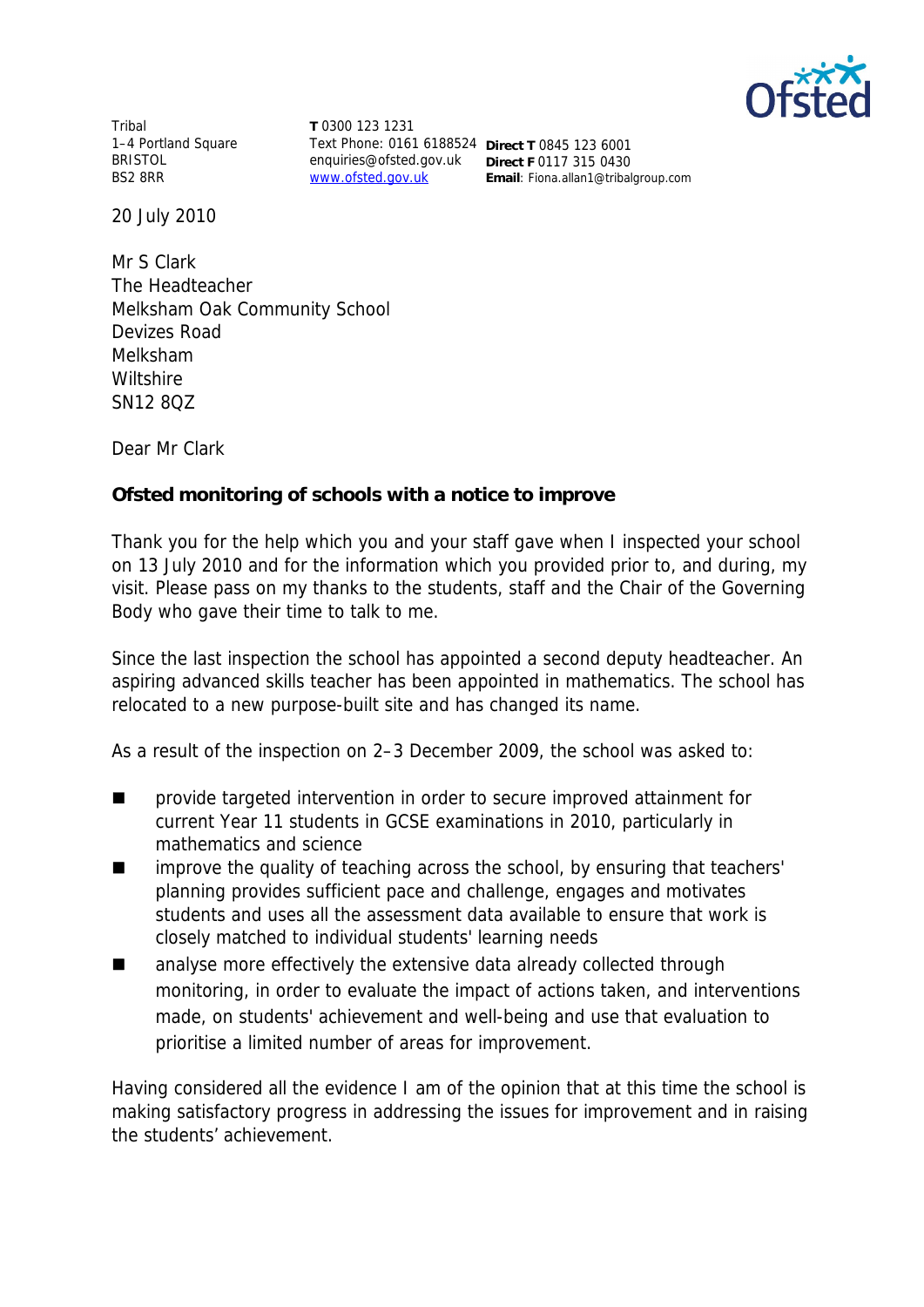Tribal
1–4 Portland Square
BRISTOL
BS2 8RR

**T** 0300 123 1231
Text Phone: 0161 6188524
enquiries@ofsted.gov.uk
www.ofsted.gov.uk

**Direct T** 0845 123 6001
**Direct F** 0117 315 0430
**Email**: Fiona.allan1@tribalgroup.com

20 July 2010

Mr S Clark
The Headteacher
Melksham Oak Community School
Devizes Road
Melksham
Wiltshire
SN12 8QZ

Dear Mr Clark

**Ofsted monitoring of schools with a notice to improve**

Thank you for the help which you and your staff gave when I inspected your school on 13 July 2010 and for the information which you provided prior to, and during, my visit. Please pass on my thanks to the students, staff and the Chair of the Governing Body who gave their time to talk to me.

Since the last inspection the school has appointed a second deputy headteacher. An aspiring advanced skills teacher has been appointed in mathematics. The school has relocated to a new purpose-built site and has changed its name.

As a result of the inspection on 2–3 December 2009, the school was asked to:

- provide targeted intervention in order to secure improved attainment for current Year 11 students in GCSE examinations in 2010, particularly in mathematics and science
- improve the quality of teaching across the school, by ensuring that teachers' planning provides sufficient pace and challenge, engages and motivates students and uses all the assessment data available to ensure that work is closely matched to individual students' learning needs
- analyse more effectively the extensive data already collected through monitoring, in order to evaluate the impact of actions taken, and interventions made, on students' achievement and well-being and use that evaluation to prioritise a limited number of areas for improvement.

Having considered all the evidence I am of the opinion that at this time the school is making satisfactory progress in addressing the issues for improvement and in raising the students' achievement.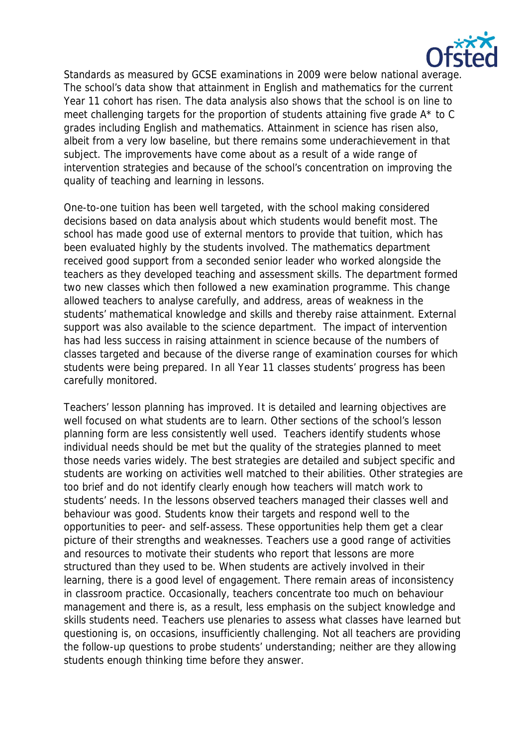Standards as measured by GCSE examinations in 2009 were below national average. The school's data show that attainment in English and mathematics for the current Year 11 cohort has risen. The data analysis also shows that the school is on line to meet challenging targets for the proportion of students attaining five grade A* to C grades including English and mathematics. Attainment in science has risen also, albeit from a very low baseline, but there remains some underachievement in that subject. The improvements have come about as a result of a wide range of intervention strategies and because of the school's concentration on improving the quality of teaching and learning in lessons.

One-to-one tuition has been well targeted, with the school making considered decisions based on data analysis about which students would benefit most. The school has made good use of external mentors to provide that tuition, which has been evaluated highly by the students involved. The mathematics department received good support from a seconded senior leader who worked alongside the teachers as they developed teaching and assessment skills. The department formed two new classes which then followed a new examination programme. This change allowed teachers to analyse carefully, and address, areas of weakness in the students' mathematical knowledge and skills and thereby raise attainment. External support was also available to the science department. The impact of intervention has had less success in raising attainment in science because of the numbers of classes targeted and because of the diverse range of examination courses for which students were being prepared. In all Year 11 classes students' progress has been carefully monitored.

Teachers' lesson planning has improved. It is detailed and learning objectives are well focused on what students are to learn. Other sections of the school's lesson planning form are less consistently well used. Teachers identify students whose individual needs should be met but the quality of the strategies planned to meet those needs varies widely. The best strategies are detailed and subject specific and students are working on activities well matched to their abilities. Other strategies are too brief and do not identify clearly enough how teachers will match work to students' needs. In the lessons observed teachers managed their classes well and behaviour was good. Students know their targets and respond well to the opportunities to peer- and self-assess. These opportunities help them get a clear picture of their strengths and weaknesses. Teachers use a good range of activities and resources to motivate their students who report that lessons are more structured than they used to be. When students are actively involved in their learning, there is a good level of engagement. There remain areas of inconsistency in classroom practice. Occasionally, teachers concentrate too much on behaviour management and there is, as a result, less emphasis on the subject knowledge and skills students need. Teachers use plenaries to assess what classes have learned but questioning is, on occasions, insufficiently challenging. Not all teachers are providing the follow-up questions to probe students' understanding; neither are they allowing students enough thinking time before they answer.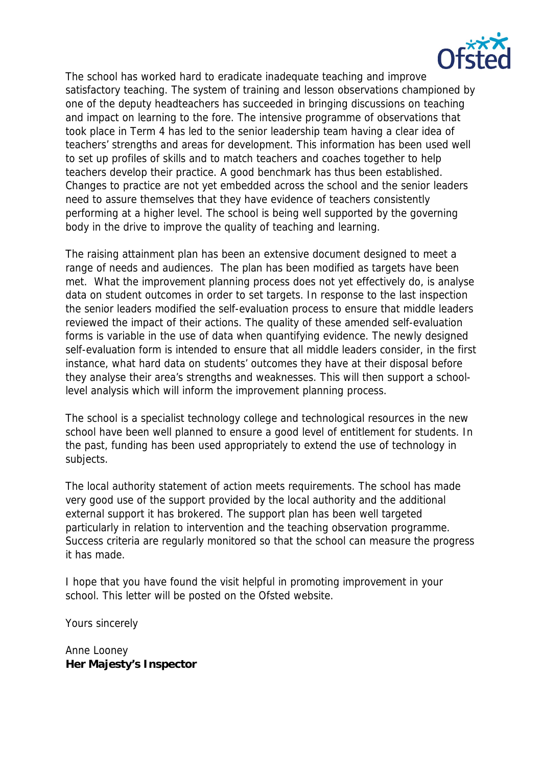The school has worked hard to eradicate inadequate teaching and improve satisfactory teaching. The system of training and lesson observations championed by one of the deputy headteachers has succeeded in bringing discussions on teaching and impact on learning to the fore. The intensive programme of observations that took place in Term 4 has led to the senior leadership team having a clear idea of teachers' strengths and areas for development. This information has been used well to set up profiles of skills and to match teachers and coaches together to help teachers develop their practice. A good benchmark has thus been established. Changes to practice are not yet embedded across the school and the senior leaders need to assure themselves that they have evidence of teachers consistently performing at a higher level. The school is being well supported by the governing body in the drive to improve the quality of teaching and learning.

The raising attainment plan has been an extensive document designed to meet a range of needs and audiences. The plan has been modified as targets have been met. What the improvement planning process does not yet effectively do, is analyse data on student outcomes in order to set targets. In response to the last inspection the senior leaders modified the self-evaluation process to ensure that middle leaders reviewed the impact of their actions. The quality of these amended self-evaluation forms is variable in the use of data when quantifying evidence. The newly designed self-evaluation form is intended to ensure that all middle leaders consider, in the first instance, what hard data on students' outcomes they have at their disposal before they analyse their area's strengths and weaknesses. This will then support a school-level analysis which will inform the improvement planning process.

The school is a specialist technology college and technological resources in the new school have been well planned to ensure a good level of entitlement for students. In the past, funding has been used appropriately to extend the use of technology in subjects.

The local authority statement of action meets requirements. The school has made very good use of the support provided by the local authority and the additional external support it has brokered. The support plan has been well targeted particularly in relation to intervention and the teaching observation programme. Success criteria are regularly monitored so that the school can measure the progress it has made.

I hope that you have found the visit helpful in promoting improvement in your school. This letter will be posted on the Ofsted website.

Yours sincerely

Anne Looney
**Her Majesty's Inspector**